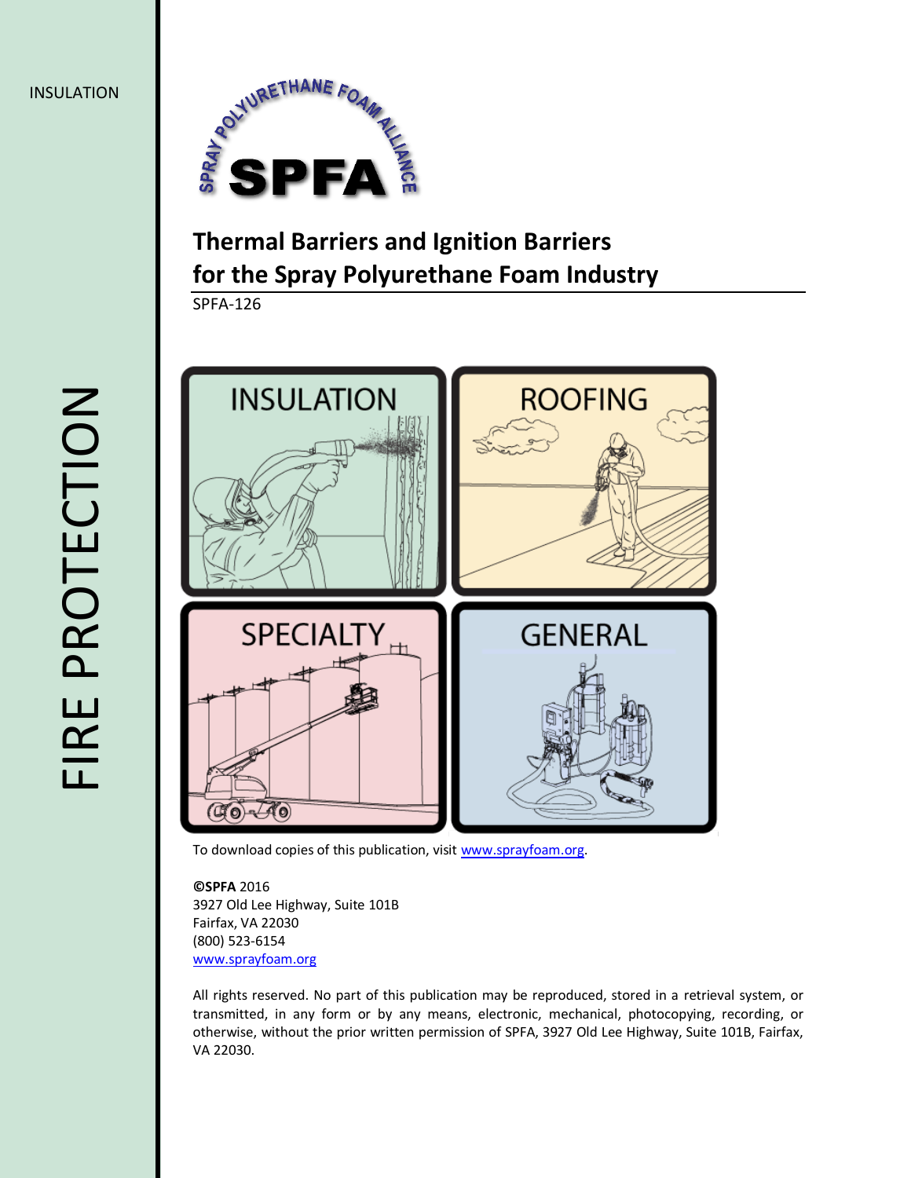INSULATION

FIRE PROTECTION

SPRAY POLYURETHANE FOAM ALLIANCE

SPFA

# Thermal Barriers and Ignition Barriers for the Spray Polyurethane Foam Industry

SPFA-126

INSULATION

ROOFING

SPECIALTY

GENERAL

To download copies of this publication, visit www.sprayfoam.org.

**©SPFA** 2016
3927 Old Lee Highway, Suite 101B
Fairfax, VA 22030
(800) 523-6154
www.sprayfoam.org

All rights reserved. No part of this publication may be reproduced, stored in a retrieval system, or transmitted, in any form or by any means, electronic, mechanical, photocopying, recording, or otherwise, without the prior written permission of SPFA, 3927 Old Lee Highway, Suite 101B, Fairfax, VA 22030.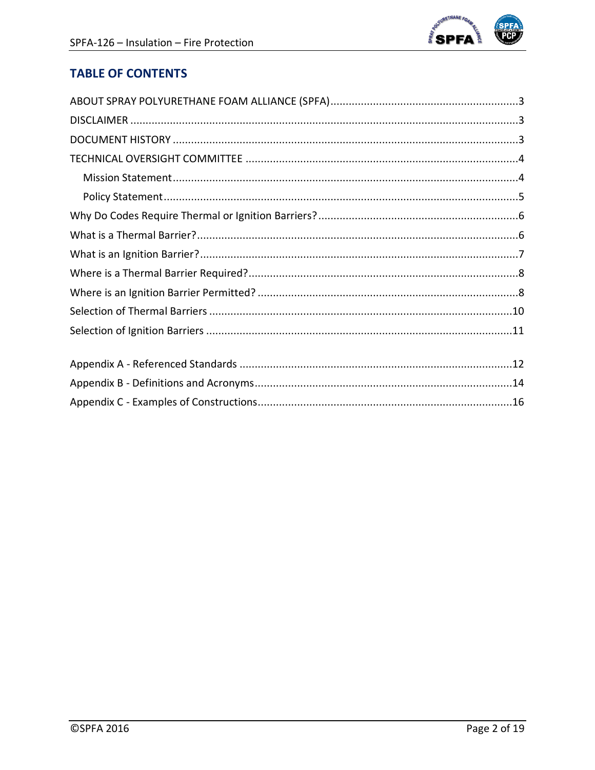## TABLE OF CONTENTS

ABOUT SPRAY POLYURETHANE FOAM ALLIANCE (SPFA) ....................................................... 3
DISCLAIMER ....................................................................................................................... 3
DOCUMENT HISTORY ........................................................................................................ 3
TECHNICAL OVERSIGHT COMMITTEE ............................................................................... 4
    Mission Statement ....................................................................................................... 4
    Policy Statement .......................................................................................................... 5
Why Do Codes Require Thermal or Ignition Barriers? ........................................................ 6
What is a Thermal Barrier? ................................................................................................. 6
What is an Ignition Barrier? ................................................................................................ 7
Where is a Thermal Barrier Required? ................................................................................ 8
Where is an Ignition Barrier Permitted? .............................................................................. 8
Selection of Thermal Barriers ............................................................................................ 10
Selection of Ignition Barriers ............................................................................................. 11

Appendix A - Referenced Standards ................................................................................. 12
Appendix B - Definitions and Acronyms ............................................................................ 14
Appendix C - Examples of Constructions ........................................................................... 16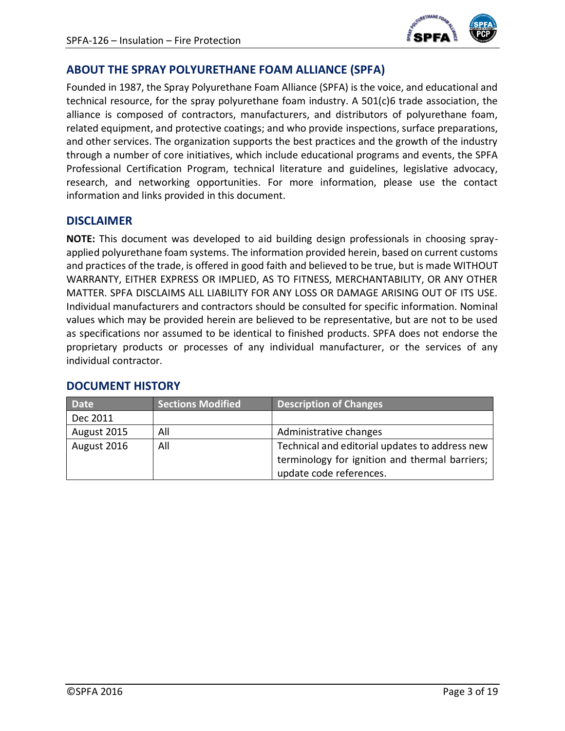## ABOUT THE SPRAY POLYURETHANE FOAM ALLIANCE (SPFA)

Founded in 1987, the Spray Polyurethane Foam Alliance (SPFA) is the voice, and educational and technical resource, for the spray polyurethane foam industry. A 501(c)6 trade association, the alliance is composed of contractors, manufacturers, and distributors of polyurethane foam, related equipment, and protective coatings; and who provide inspections, surface preparations, and other services. The organization supports the best practices and the growth of the industry through a number of core initiatives, which include educational programs and events, the SPFA Professional Certification Program, technical literature and guidelines, legislative advocacy, research, and networking opportunities. For more information, please use the contact information and links provided in this document.

## DISCLAIMER

**NOTE:** This document was developed to aid building design professionals in choosing spray-applied polyurethane foam systems. The information provided herein, based on current customs and practices of the trade, is offered in good faith and believed to be true, but is made WITHOUT WARRANTY, EITHER EXPRESS OR IMPLIED, AS TO FITNESS, MERCHANTABILITY, OR ANY OTHER MATTER. SPFA DISCLAIMS ALL LIABILITY FOR ANY LOSS OR DAMAGE ARISING OUT OF ITS USE. Individual manufacturers and contractors should be consulted for specific information. Nominal values which may be provided herein are believed to be representative, but are not to be used as specifications nor assumed to be identical to finished products. SPFA does not endorse the proprietary products or processes of any individual manufacturer, or the services of any individual contractor.

## DOCUMENT HISTORY

| Date | Sections Modified | Description of Changes |
|---|---|---|
| Dec 2011 | | |
| August 2015 | All | Administrative changes |
| August 2016 | All | Technical and editorial updates to address new terminology for ignition and thermal barriers; update code references. |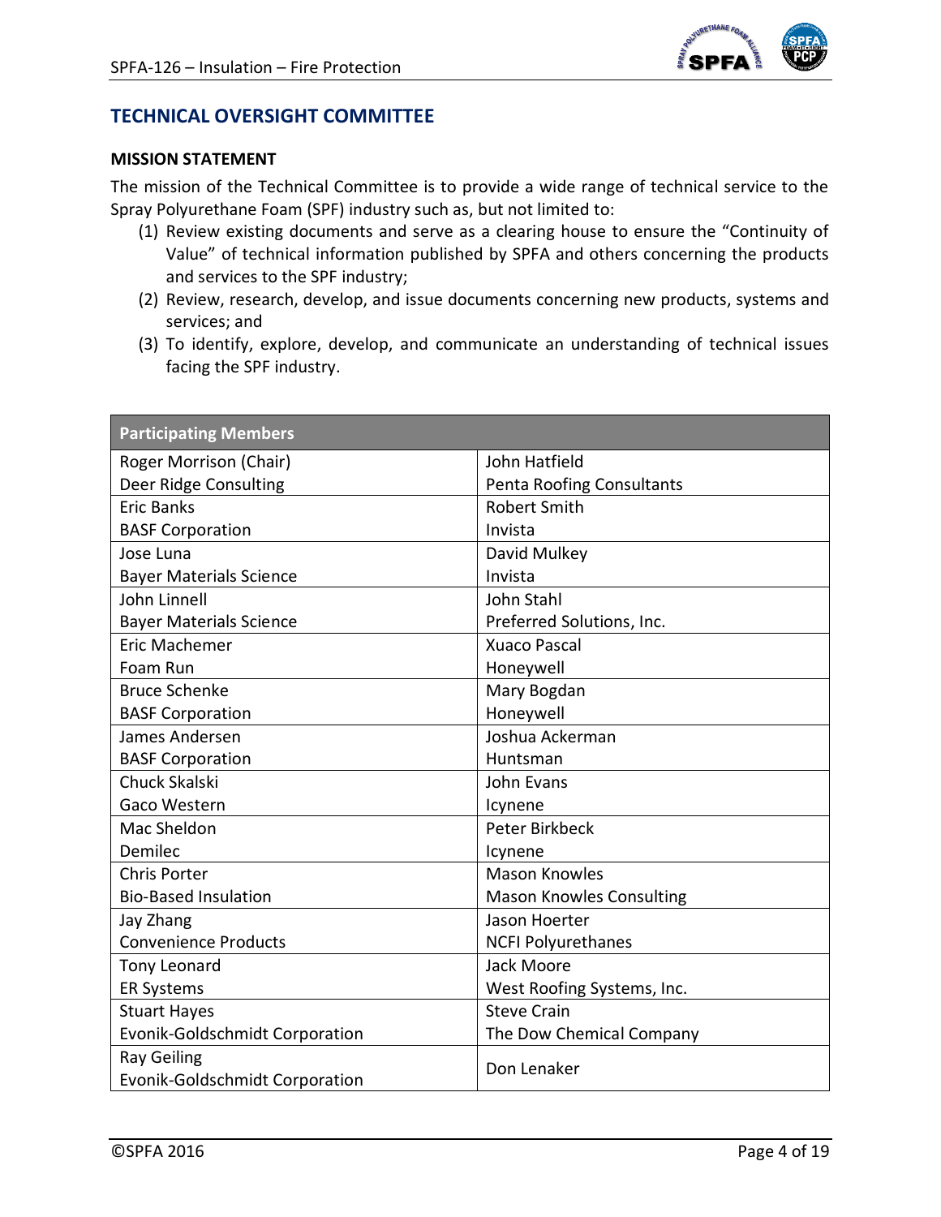## TECHNICAL OVERSIGHT COMMITTEE

**MISSION STATEMENT**

The mission of the Technical Committee is to provide a wide range of technical service to the Spray Polyurethane Foam (SPF) industry such as, but not limited to:

(1) Review existing documents and serve as a clearing house to ensure the “Continuity of Value” of technical information published by SPFA and others concerning the products and services to the SPF industry;
(2) Review, research, develop, and issue documents concerning new products, systems and services; and
(3) To identify, explore, develop, and communicate an understanding of technical issues facing the SPF industry.

| Participating Members | |
|---|---|
| Roger Morrison (Chair)<br>Deer Ridge Consulting | John Hatfield<br>Penta Roofing Consultants |
| Eric Banks<br>BASF Corporation | Robert Smith<br>Invista |
| Jose Luna<br>Bayer Materials Science | David Mulkey<br>Invista |
| John Linnell<br>Bayer Materials Science | John Stahl<br>Preferred Solutions, Inc. |
| Eric Machemer<br>Foam Run | Xuaco Pascal<br>Honeywell |
| Bruce Schenke<br>BASF Corporation | Mary Bogdan<br>Honeywell |
| James Andersen<br>BASF Corporation | Joshua Ackerman<br>Huntsman |
| Chuck Skalski<br>Gaco Western | John Evans<br>Icynene |
| Mac Sheldon<br>Demilec | Peter Birkbeck<br>Icynene |
| Chris Porter<br>Bio-Based Insulation | Mason Knowles<br>Mason Knowles Consulting |
| Jay Zhang<br>Convenience Products | Jason Hoerter<br>NCFI Polyurethanes |
| Tony Leonard<br>ER Systems | Jack Moore<br>West Roofing Systems, Inc. |
| Stuart Hayes<br>Evonik-Goldschmidt Corporation | Steve Crain<br>The Dow Chemical Company |
| Ray Geiling<br>Evonik-Goldschmidt Corporation | Don Lenaker |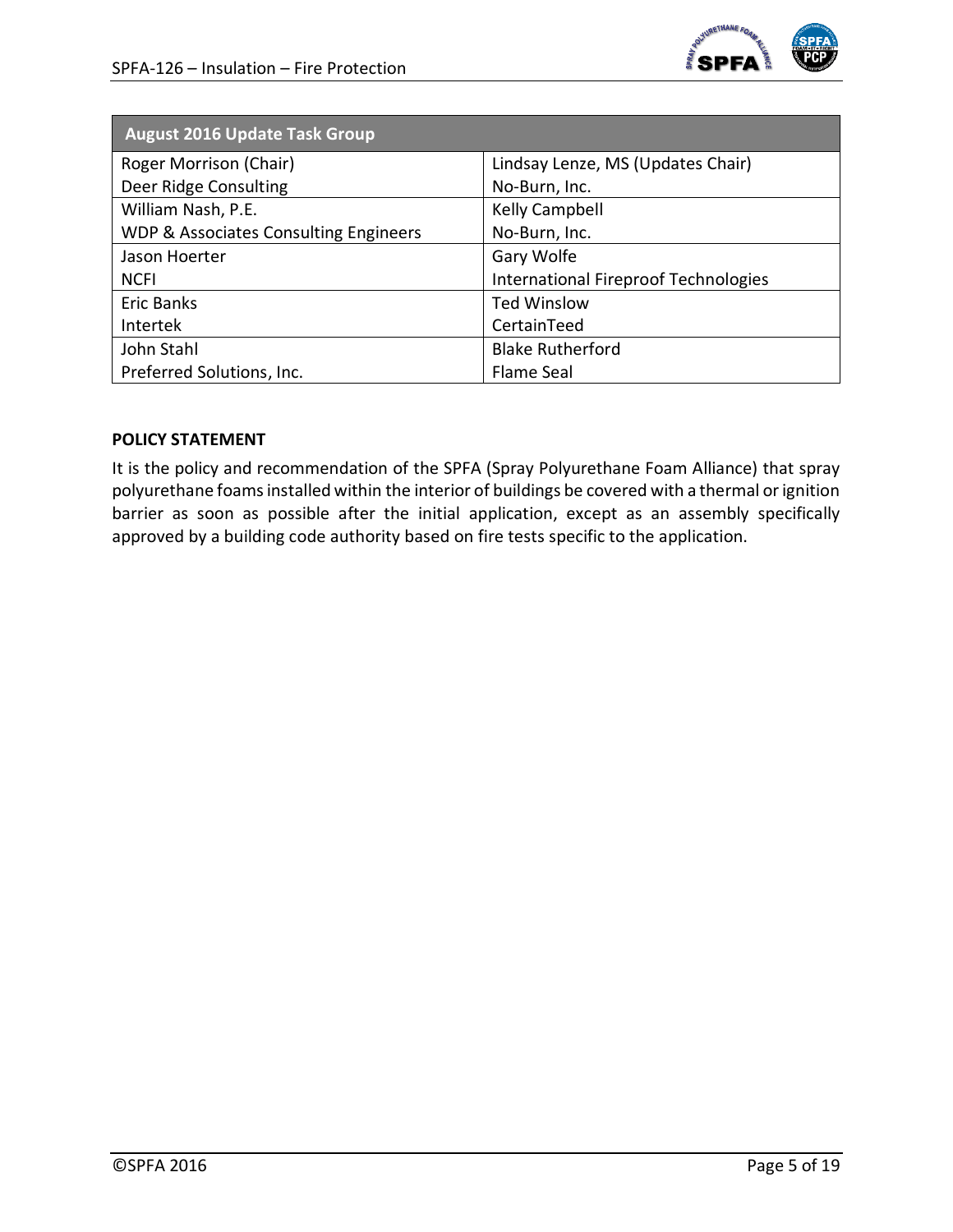| August 2016 Update Task Group | |
|---|---|
| Roger Morrison (Chair)<br>Deer Ridge Consulting | Lindsay Lenze, MS (Updates Chair)<br>No-Burn, Inc. |
| William Nash, P.E.<br>WDP & Associates Consulting Engineers | Kelly Campbell<br>No-Burn, Inc. |
| Jason Hoerter<br>NCFI | Gary Wolfe<br>International Fireproof Technologies |
| Eric Banks<br>Intertek | Ted Winslow<br>CertainTeed |
| John Stahl<br>Preferred Solutions, Inc. | Blake Rutherford<br>Flame Seal |

**POLICY STATEMENT**

It is the policy and recommendation of the SPFA (Spray Polyurethane Foam Alliance) that spray polyurethane foams installed within the interior of buildings be covered with a thermal or ignition barrier as soon as possible after the initial application, except as an assembly specifically approved by a building code authority based on fire tests specific to the application.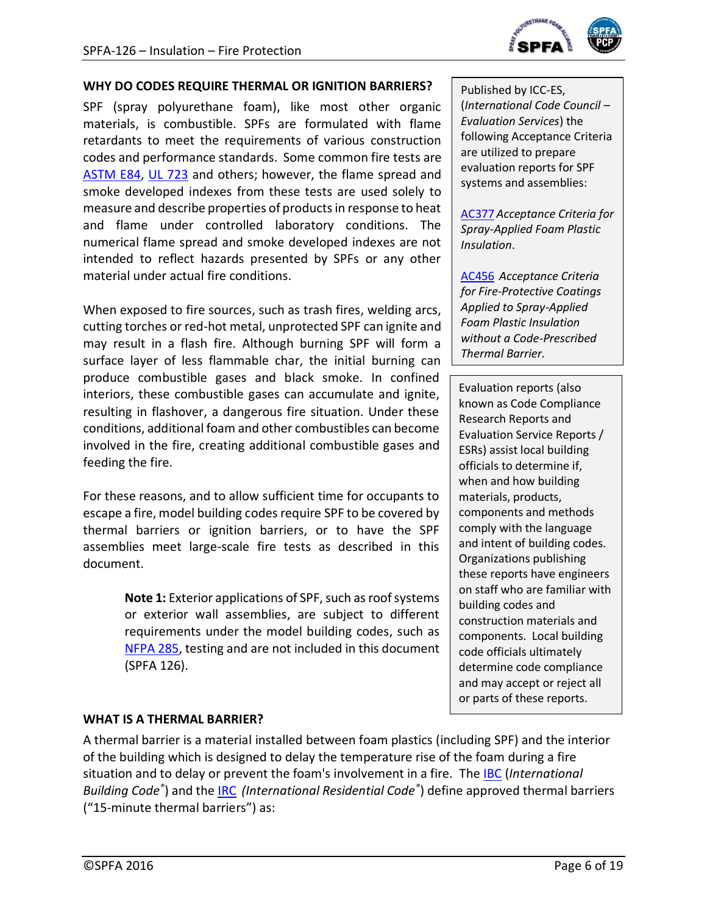## WHY DO CODES REQUIRE THERMAL OR IGNITION BARRIERS?

SPF (spray polyurethane foam), like most other organic materials, is combustible. SPFs are formulated with flame retardants to meet the requirements of various construction codes and performance standards. Some common fire tests are ASTM E84, UL 723 and others; however, the flame spread and smoke developed indexes from these tests are used solely to measure and describe properties of products in response to heat and flame under controlled laboratory conditions. The numerical flame spread and smoke developed indexes are not intended to reflect hazards presented by SPFs or any other material under actual fire conditions.

When exposed to fire sources, such as trash fires, welding arcs, cutting torches or red-hot metal, unprotected SPF can ignite and may result in a flash fire. Although burning SPF will form a surface layer of less flammable char, the initial burning can produce combustible gases and black smoke. In confined interiors, these combustible gases can accumulate and ignite, resulting in flashover, a dangerous fire situation. Under these conditions, additional foam and other combustibles can become involved in the fire, creating additional combustible gases and feeding the fire.

For these reasons, and to allow sufficient time for occupants to escape a fire, model building codes require SPF to be covered by thermal barriers or ignition barriers, or to have the SPF assemblies meet large-scale fire tests as described in this document.

> **Note 1:** Exterior applications of SPF, such as roof systems or exterior wall assemblies, are subject to different requirements under the model building codes, such as NFPA 285, testing and are not included in this document (SPFA 126).

Published by ICC-ES, (*International Code Council – Evaluation Services*) the following Acceptance Criteria are utilized to prepare evaluation reports for SPF systems and assemblies:

AC377 *Acceptance Criteria for Spray-Applied Foam Plastic Insulation*.

AC456 *Acceptance Criteria for Fire-Protective Coatings Applied to Spray-Applied Foam Plastic Insulation without a Code-Prescribed Thermal Barrier.*

Evaluation reports (also known as Code Compliance Research Reports and Evaluation Service Reports / ESRs) assist local building officials to determine if, when and how building materials, products, components and methods comply with the language and intent of building codes. Organizations publishing these reports have engineers on staff who are familiar with building codes and construction materials and components. Local building code officials ultimately determine code compliance and may accept or reject all or parts of these reports.

## WHAT IS A THERMAL BARRIER?

A thermal barrier is a material installed between foam plastics (including SPF) and the interior of the building which is designed to delay the temperature rise of the foam during a fire situation and to delay or prevent the foam's involvement in a fire. The IBC (*International Building Code®*) and the IRC *(International Residential Code®*) define approved thermal barriers ("15-minute thermal barriers") as: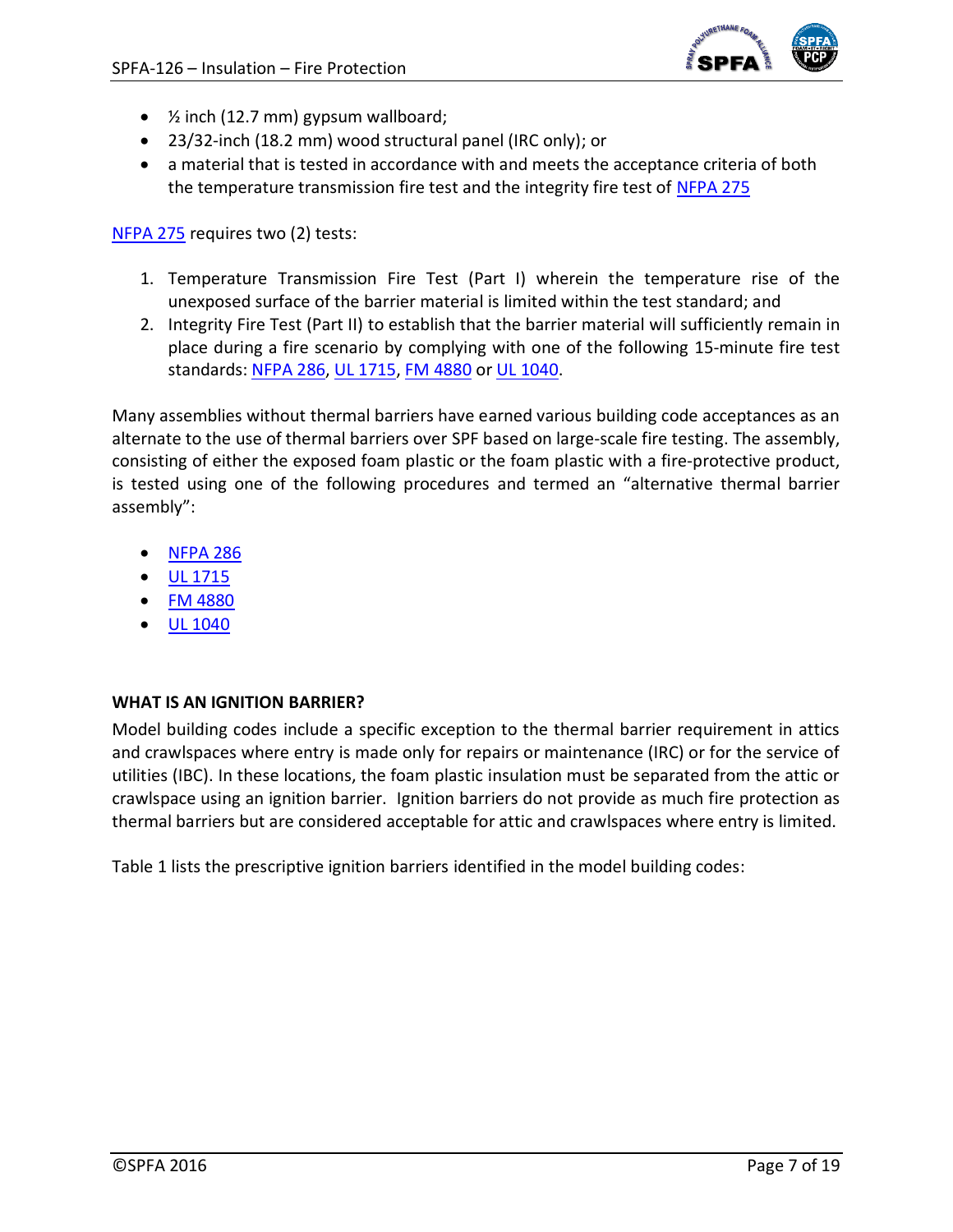- ½ inch (12.7 mm) gypsum wallboard;
- 23/32-inch (18.2 mm) wood structural panel (IRC only); or
- a material that is tested in accordance with and meets the acceptance criteria of both the temperature transmission fire test and the integrity fire test of NFPA 275

NFPA 275 requires two (2) tests:

1. Temperature Transmission Fire Test (Part I) wherein the temperature rise of the unexposed surface of the barrier material is limited within the test standard; and
2. Integrity Fire Test (Part II) to establish that the barrier material will sufficiently remain in place during a fire scenario by complying with one of the following 15-minute fire test standards: NFPA 286, UL 1715, FM 4880 or UL 1040.

Many assemblies without thermal barriers have earned various building code acceptances as an alternate to the use of thermal barriers over SPF based on large-scale fire testing. The assembly, consisting of either the exposed foam plastic or the foam plastic with a fire-protective product, is tested using one of the following procedures and termed an "alternative thermal barrier assembly":

- NFPA 286
- UL 1715
- FM 4880
- UL 1040

## WHAT IS AN IGNITION BARRIER?

Model building codes include a specific exception to the thermal barrier requirement in attics and crawlspaces where entry is made only for repairs or maintenance (IRC) or for the service of utilities (IBC). In these locations, the foam plastic insulation must be separated from the attic or crawlspace using an ignition barrier. Ignition barriers do not provide as much fire protection as thermal barriers but are considered acceptable for attic and crawlspaces where entry is limited.

Table 1 lists the prescriptive ignition barriers identified in the model building codes: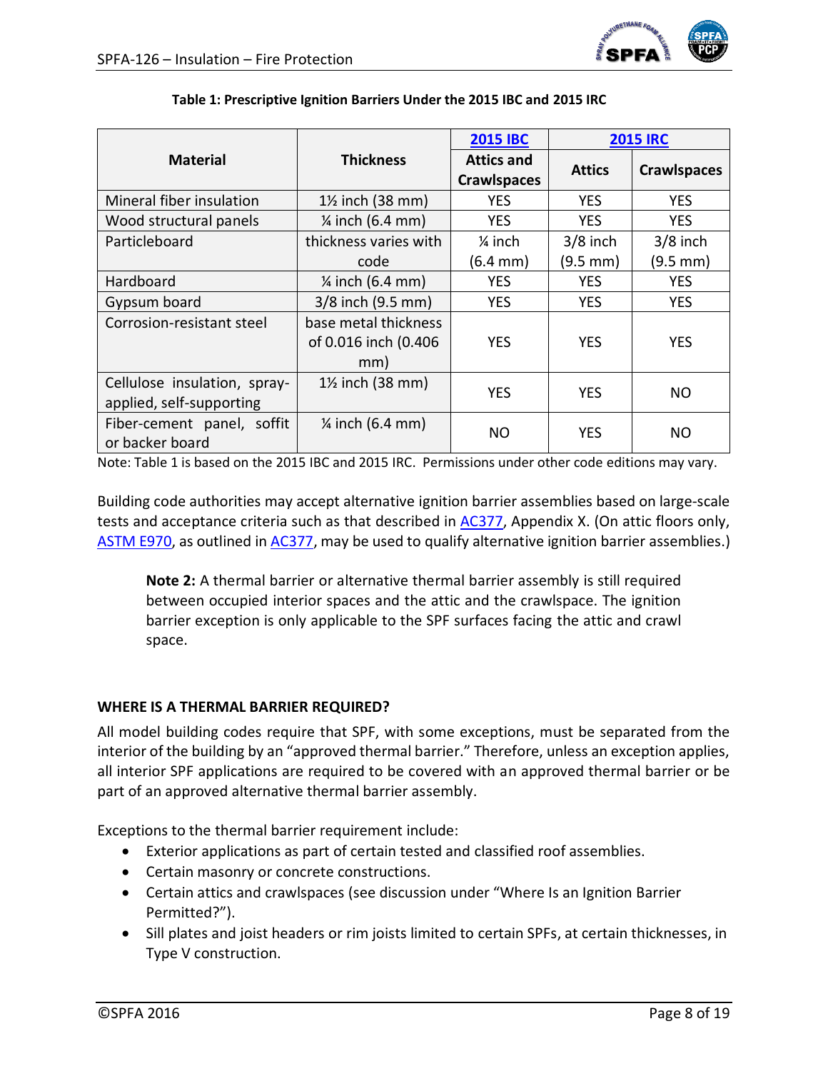**Table 1: Prescriptive Ignition Barriers Under the 2015 IBC and 2015 IRC**

| Material | Thickness | 2015 IBC | 2015 IRC | |
|---|---|---|---|---|
| | | Attics and Crawlspaces | Attics | Crawlspaces |
| Mineral fiber insulation | 1½ inch (38 mm) | YES | YES | YES |
| Wood structural panels | ¼ inch (6.4 mm) | YES | YES | YES |
| Particleboard | thickness varies with code | ¼ inch (6.4 mm) | 3/8 inch (9.5 mm) | 3/8 inch (9.5 mm) |
| Hardboard | ¼ inch (6.4 mm) | YES | YES | YES |
| Gypsum board | 3/8 inch (9.5 mm) | YES | YES | YES |
| Corrosion-resistant steel | base metal thickness of 0.016 inch (0.406 mm) | YES | YES | YES |
| Cellulose insulation, spray-applied, self-supporting | 1½ inch (38 mm) | YES | YES | NO |
| Fiber-cement panel, soffit or backer board | ¼ inch (6.4 mm) | NO | YES | NO |

Note: Table 1 is based on the 2015 IBC and 2015 IRC. Permissions under other code editions may vary.

Building code authorities may accept alternative ignition barrier assemblies based on large-scale tests and acceptance criteria such as that described in AC377, Appendix X. (On attic floors only, ASTM E970, as outlined in AC377, may be used to qualify alternative ignition barrier assemblies.)

> **Note 2:** A thermal barrier or alternative thermal barrier assembly is still required between occupied interior spaces and the attic and the crawlspace. The ignition barrier exception is only applicable to the SPF surfaces facing the attic and crawl space.

## WHERE IS A THERMAL BARRIER REQUIRED?

All model building codes require that SPF, with some exceptions, must be separated from the interior of the building by an "approved thermal barrier." Therefore, unless an exception applies, all interior SPF applications are required to be covered with an approved thermal barrier or be part of an approved alternative thermal barrier assembly.

Exceptions to the thermal barrier requirement include:

- Exterior applications as part of certain tested and classified roof assemblies.
- Certain masonry or concrete constructions.
- Certain attics and crawlspaces (see discussion under "Where Is an Ignition Barrier Permitted?").
- Sill plates and joist headers or rim joists limited to certain SPFs, at certain thicknesses, in Type V construction.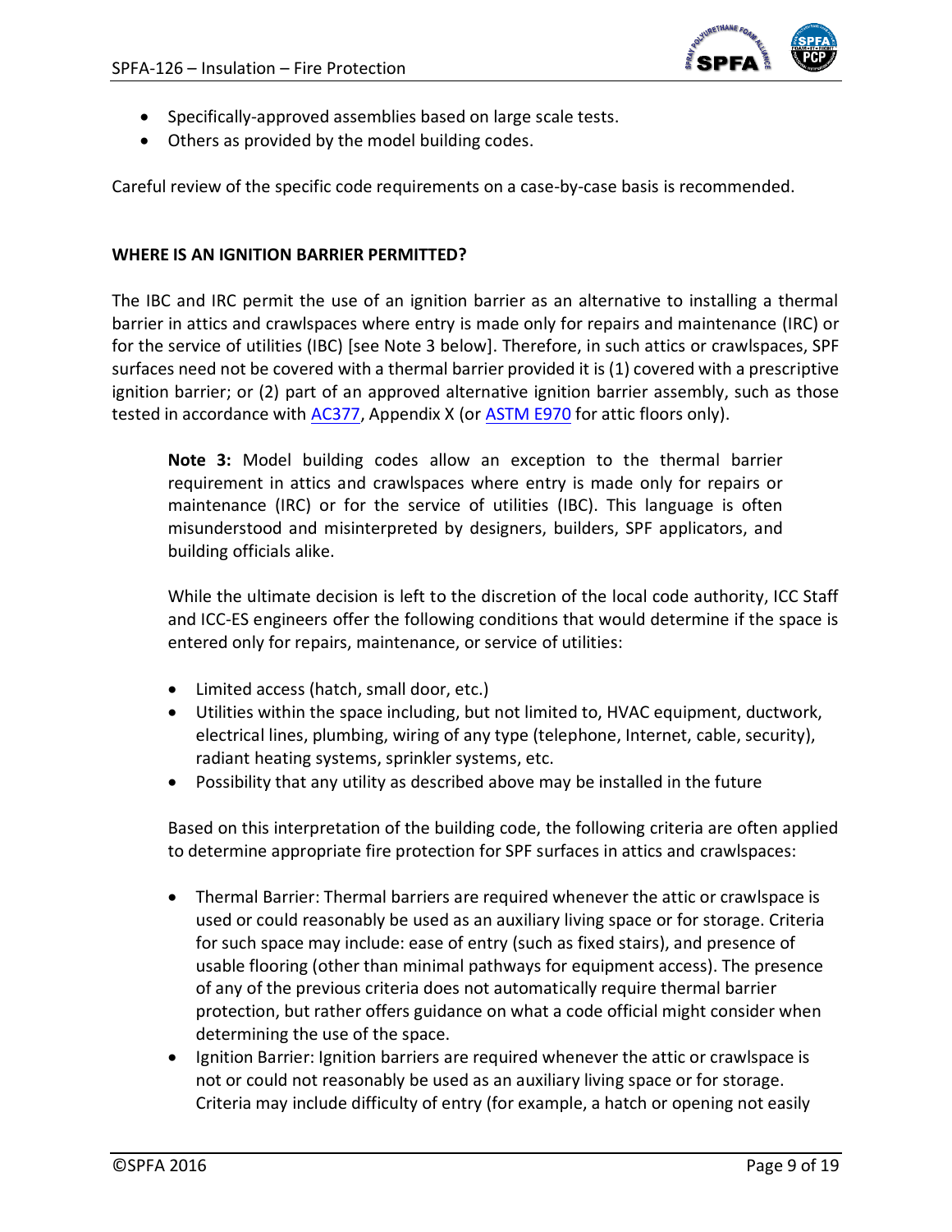- Specifically-approved assemblies based on large scale tests.
- Others as provided by the model building codes.

Careful review of the specific code requirements on a case-by-case basis is recommended.

**WHERE IS AN IGNITION BARRIER PERMITTED?**

The IBC and IRC permit the use of an ignition barrier as an alternative to installing a thermal barrier in attics and crawlspaces where entry is made only for repairs and maintenance (IRC) or for the service of utilities (IBC) [see Note 3 below]. Therefore, in such attics or crawlspaces, SPF surfaces need not be covered with a thermal barrier provided it is (1) covered with a prescriptive ignition barrier; or (2) part of an approved alternative ignition barrier assembly, such as those tested in accordance with AC377, Appendix X (or ASTM E970 for attic floors only).

> **Note 3:** Model building codes allow an exception to the thermal barrier requirement in attics and crawlspaces where entry is made only for repairs or maintenance (IRC) or for the service of utilities (IBC). This language is often misunderstood and misinterpreted by designers, builders, SPF applicators, and building officials alike.
>
> While the ultimate decision is left to the discretion of the local code authority, ICC Staff and ICC-ES engineers offer the following conditions that would determine if the space is entered only for repairs, maintenance, or service of utilities:
>
> - Limited access (hatch, small door, etc.)
> - Utilities within the space including, but not limited to, HVAC equipment, ductwork, electrical lines, plumbing, wiring of any type (telephone, Internet, cable, security), radiant heating systems, sprinkler systems, etc.
> - Possibility that any utility as described above may be installed in the future
>
> Based on this interpretation of the building code, the following criteria are often applied to determine appropriate fire protection for SPF surfaces in attics and crawlspaces:
>
> - Thermal Barrier: Thermal barriers are required whenever the attic or crawlspace is used or could reasonably be used as an auxiliary living space or for storage. Criteria for such space may include: ease of entry (such as fixed stairs), and presence of usable flooring (other than minimal pathways for equipment access). The presence of any of the previous criteria does not automatically require thermal barrier protection, but rather offers guidance on what a code official might consider when determining the use of the space.
> - Ignition Barrier: Ignition barriers are required whenever the attic or crawlspace is not or could not reasonably be used as an auxiliary living space or for storage. Criteria may include difficulty of entry (for example, a hatch or opening not easily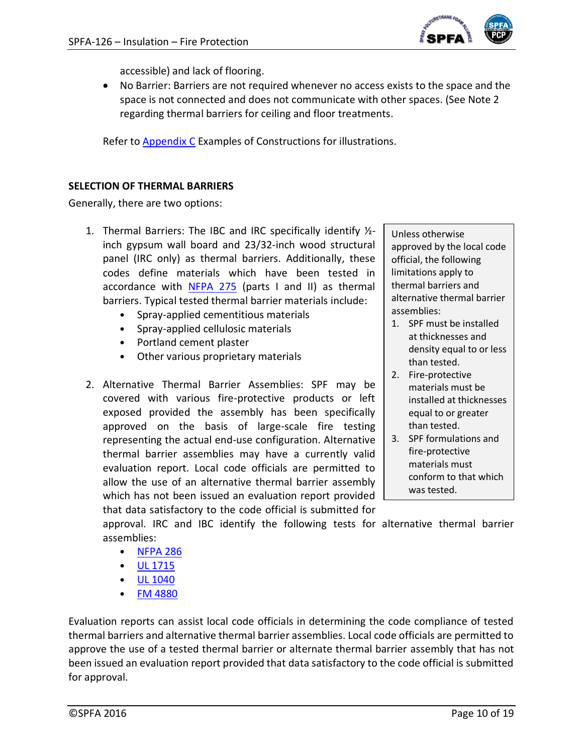accessible) and lack of flooring.

- No Barrier: Barriers are not required whenever no access exists to the space and the space is not connected and does not communicate with other spaces. (See Note 2 regarding thermal barriers for ceiling and floor treatments.

Refer to [Appendix C](#) Examples of Constructions for illustrations.

**SELECTION OF THERMAL BARRIERS**

Generally, there are two options:

1. Thermal Barriers: The IBC and IRC specifically identify ½-inch gypsum wall board and 23/32-inch wood structural panel (IRC only) as thermal barriers. Additionally, these codes define materials which have been tested in accordance with [NFPA 275](#) (parts I and II) as thermal barriers. Typical tested thermal barrier materials include:
   - Spray-applied cementitious materials
   - Spray-applied cellulosic materials
   - Portland cement plaster
   - Other various proprietary materials

2. Alternative Thermal Barrier Assemblies: SPF may be covered with various fire-protective products or left exposed provided the assembly has been specifically approved on the basis of large-scale fire testing representing the actual end-use configuration. Alternative thermal barrier assemblies may have a currently valid evaluation report. Local code officials are permitted to allow the use of an alternative thermal barrier assembly which has not been issued an evaluation report provided that data satisfactory to the code official is submitted for approval. IRC and IBC identify the following tests for alternative thermal barrier assemblies:
   - [NFPA 286](#)
   - [UL 1715](#)
   - [UL 1040](#)
   - [FM 4880](#)

> Unless otherwise approved by the local code official, the following limitations apply to thermal barriers and alternative thermal barrier assemblies:
>
> 1. SPF must be installed at thicknesses and density equal to or less than tested.
> 2. Fire-protective materials must be installed at thicknesses equal to or greater than tested.
> 3. SPF formulations and fire-protective materials must conform to that which was tested.

Evaluation reports can assist local code officials in determining the code compliance of tested thermal barriers and alternative thermal barrier assemblies. Local code officials are permitted to approve the use of a tested thermal barrier or alternate thermal barrier assembly that has not been issued an evaluation report provided that data satisfactory to the code official is submitted for approval.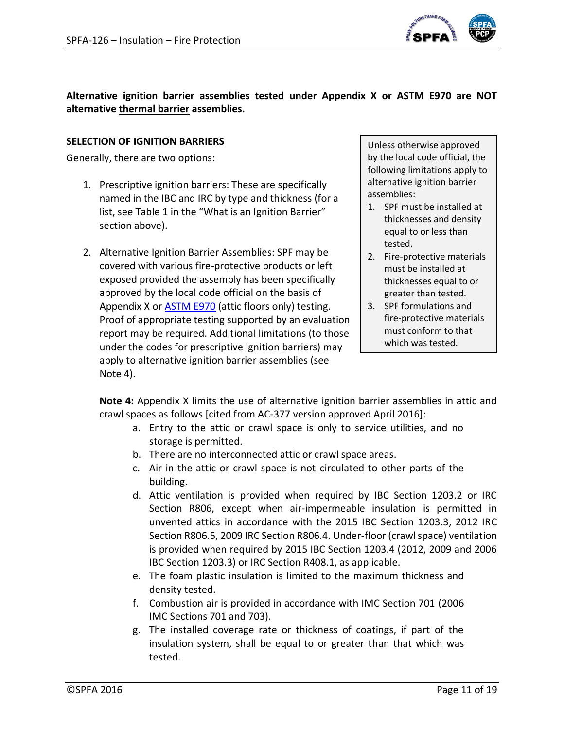**Alternative ignition barrier assemblies tested under Appendix X or ASTM E970 are NOT alternative thermal barrier assemblies.**

**SELECTION OF IGNITION BARRIERS**

Generally, there are two options:

1. Prescriptive ignition barriers: These are specifically named in the IBC and IRC by type and thickness (for a list, see Table 1 in the "What is an Ignition Barrier" section above).

2. Alternative Ignition Barrier Assemblies: SPF may be covered with various fire-protective products or left exposed provided the assembly has been specifically approved by the local code official on the basis of Appendix X or ASTM E970 (attic floors only) testing. Proof of appropriate testing supported by an evaluation report may be required. Additional limitations (to those under the codes for prescriptive ignition barriers) may apply to alternative ignition barrier assemblies (see Note 4).

> Unless otherwise approved by the local code official, the following limitations apply to alternative ignition barrier assemblies:
>
> 1. SPF must be installed at thicknesses and density equal to or less than tested.
> 2. Fire-protective materials must be installed at thicknesses equal to or greater than tested.
> 3. SPF formulations and fire-protective materials must conform to that which was tested.

**Note 4:** Appendix X limits the use of alternative ignition barrier assemblies in attic and crawl spaces as follows [cited from AC-377 version approved April 2016]:

a. Entry to the attic or crawl space is only to service utilities, and no storage is permitted.
b. There are no interconnected attic or crawl space areas.
c. Air in the attic or crawl space is not circulated to other parts of the building.
d. Attic ventilation is provided when required by IBC Section 1203.2 or IRC Section R806, except when air-impermeable insulation is permitted in unvented attics in accordance with the 2015 IBC Section 1203.3, 2012 IRC Section R806.5, 2009 IRC Section R806.4. Under-floor (crawl space) ventilation is provided when required by 2015 IBC Section 1203.4 (2012, 2009 and 2006 IBC Section 1203.3) or IRC Section R408.1, as applicable.
e. The foam plastic insulation is limited to the maximum thickness and density tested.
f. Combustion air is provided in accordance with IMC Section 701 (2006 IMC Sections 701 and 703).
g. The installed coverage rate or thickness of coatings, if part of the insulation system, shall be equal to or greater than that which was tested.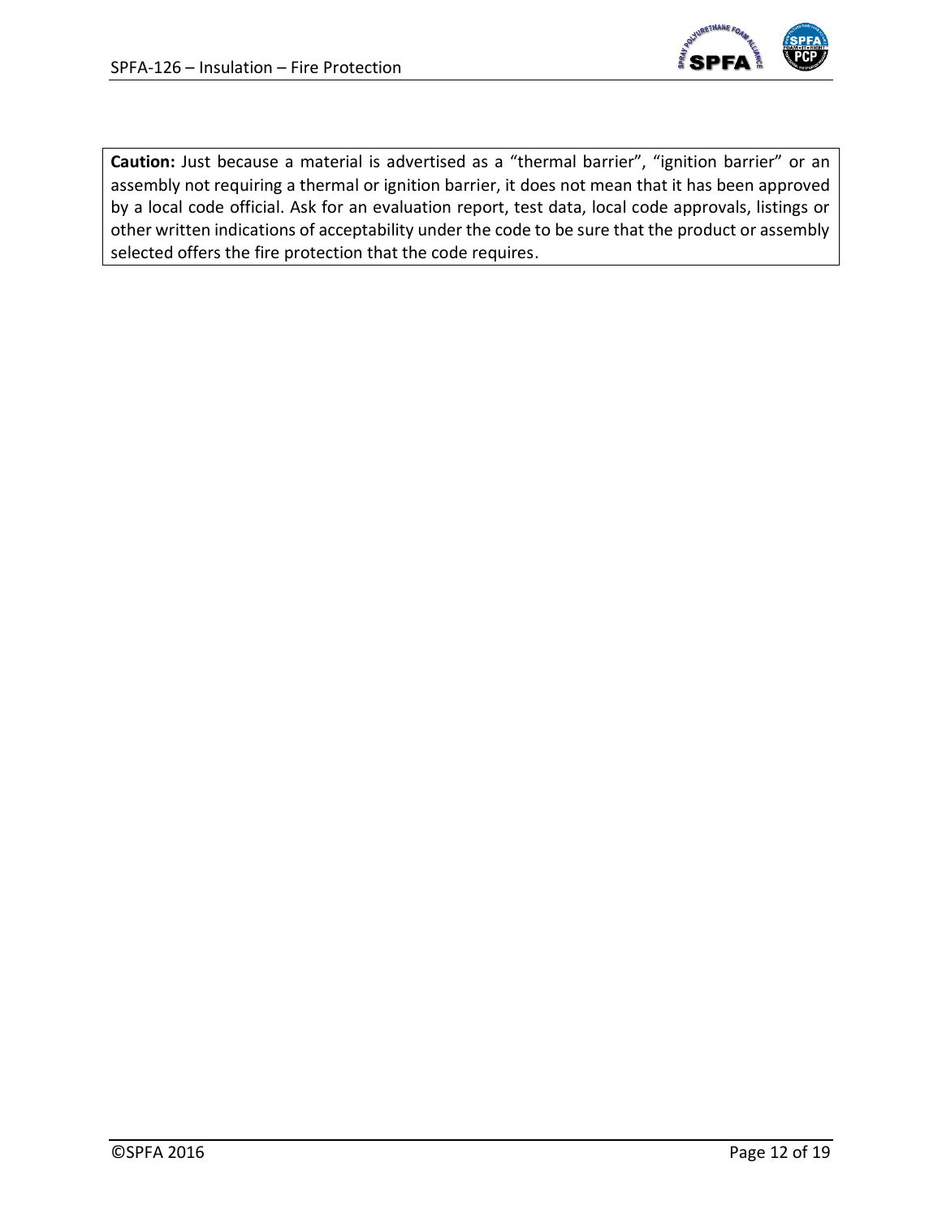**Caution:** Just because a material is advertised as a "thermal barrier", "ignition barrier" or an assembly not requiring a thermal or ignition barrier, it does not mean that it has been approved by a local code official. Ask for an evaluation report, test data, local code approvals, listings or other written indications of acceptability under the code to be sure that the product or assembly selected offers the fire protection that the code requires.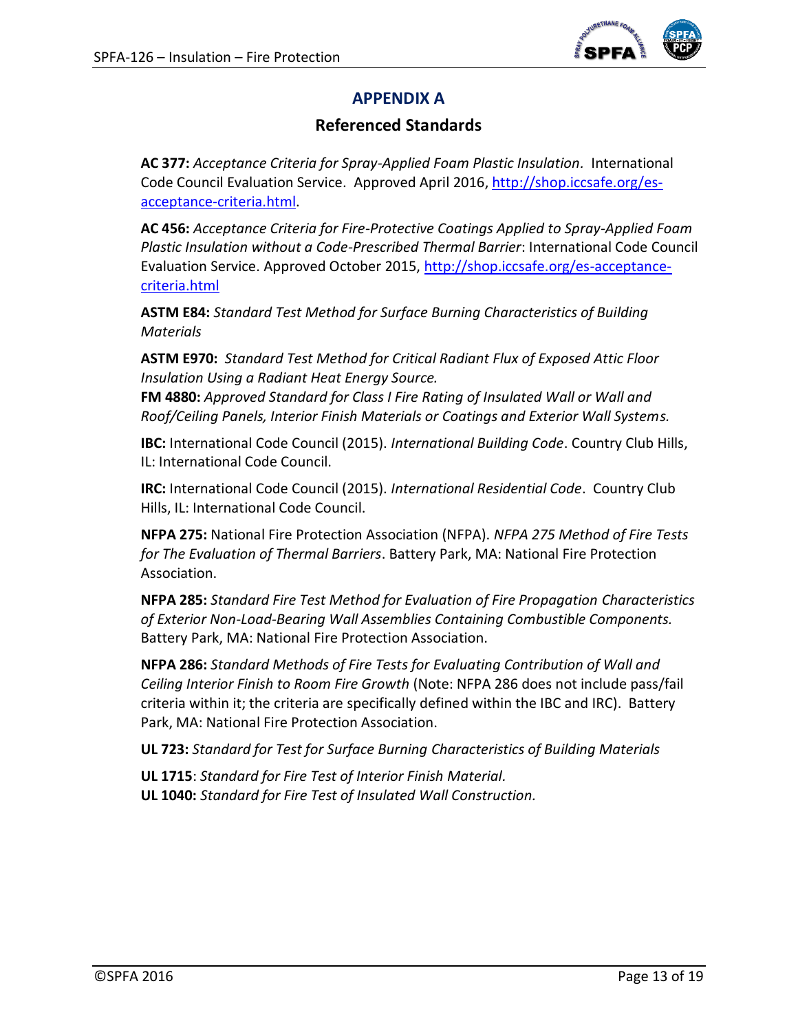# APPENDIX A

## Referenced Standards

**AC 377:** *Acceptance Criteria for Spray-Applied Foam Plastic Insulation.* International Code Council Evaluation Service. Approved April 2016, http://shop.iccsafe.org/es-acceptance-criteria.html.

**AC 456:** *Acceptance Criteria for Fire-Protective Coatings Applied to Spray-Applied Foam Plastic Insulation without a Code-Prescribed Thermal Barrier*: International Code Council Evaluation Service. Approved October 2015, http://shop.iccsafe.org/es-acceptance-criteria.html

**ASTM E84:** *Standard Test Method for Surface Burning Characteristics of Building Materials*

**ASTM E970:** *Standard Test Method for Critical Radiant Flux of Exposed Attic Floor Insulation Using a Radiant Heat Energy Source.*

**FM 4880:** *Approved Standard for Class I Fire Rating of Insulated Wall or Wall and Roof/Ceiling Panels, Interior Finish Materials or Coatings and Exterior Wall Systems.*

**IBC:** International Code Council (2015). *International Building Code*. Country Club Hills, IL: International Code Council.

**IRC:** International Code Council (2015). *International Residential Code*. Country Club Hills, IL: International Code Council.

**NFPA 275:** National Fire Protection Association (NFPA). *NFPA 275 Method of Fire Tests for The Evaluation of Thermal Barriers*. Battery Park, MA: National Fire Protection Association.

**NFPA 285:** *Standard Fire Test Method for Evaluation of Fire Propagation Characteristics of Exterior Non-Load-Bearing Wall Assemblies Containing Combustible Components.* Battery Park, MA: National Fire Protection Association.

**NFPA 286:** *Standard Methods of Fire Tests for Evaluating Contribution of Wall and Ceiling Interior Finish to Room Fire Growth* (Note: NFPA 286 does not include pass/fail criteria within it; the criteria are specifically defined within the IBC and IRC). Battery Park, MA: National Fire Protection Association.

**UL 723:** *Standard for Test for Surface Burning Characteristics of Building Materials*

**UL 1715**: *Standard for Fire Test of Interior Finish Material.*

**UL 1040:** *Standard for Fire Test of Insulated Wall Construction.*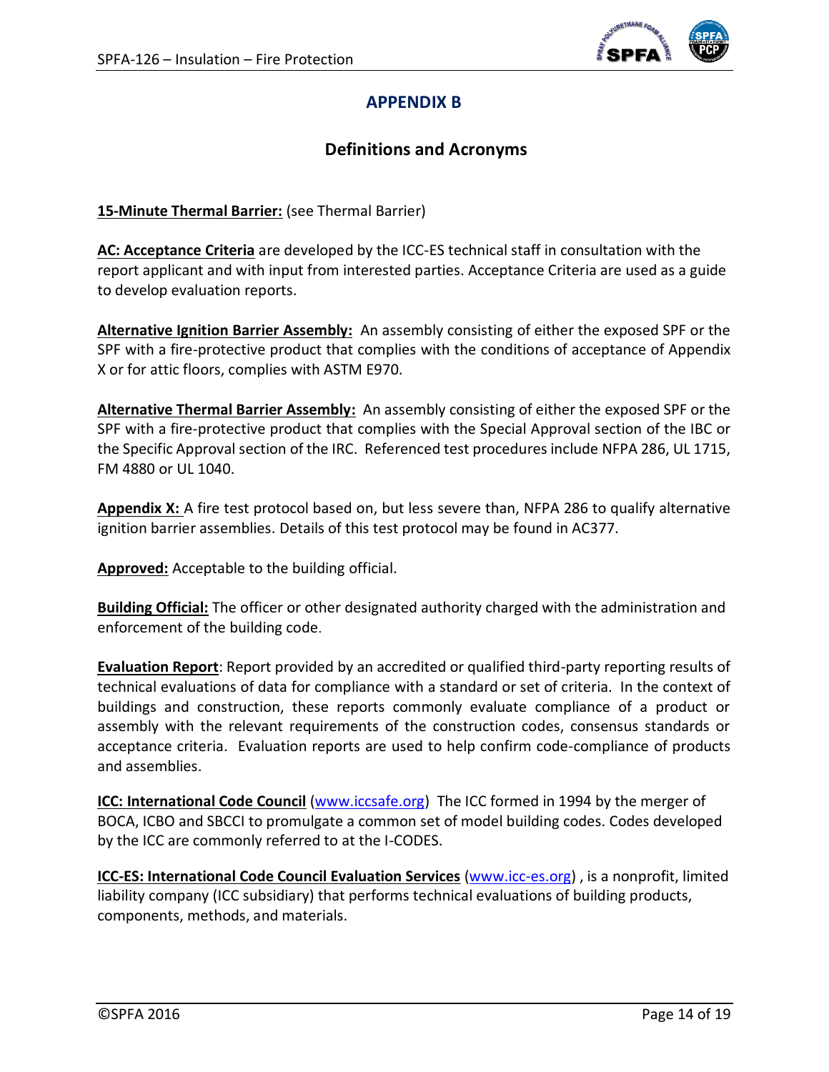# APPENDIX B

## Definitions and Acronyms

**15-Minute Thermal Barrier:** (see Thermal Barrier)

**AC: Acceptance Criteria** are developed by the ICC-ES technical staff in consultation with the report applicant and with input from interested parties. Acceptance Criteria are used as a guide to develop evaluation reports.

**Alternative Ignition Barrier Assembly:** An assembly consisting of either the exposed SPF or the SPF with a fire-protective product that complies with the conditions of acceptance of Appendix X or for attic floors, complies with ASTM E970.

**Alternative Thermal Barrier Assembly:** An assembly consisting of either the exposed SPF or the SPF with a fire-protective product that complies with the Special Approval section of the IBC or the Specific Approval section of the IRC. Referenced test procedures include NFPA 286, UL 1715, FM 4880 or UL 1040.

**Appendix X:** A fire test protocol based on, but less severe than, NFPA 286 to qualify alternative ignition barrier assemblies. Details of this test protocol may be found in AC377.

**Approved:** Acceptable to the building official.

**Building Official:** The officer or other designated authority charged with the administration and enforcement of the building code.

**Evaluation Report**: Report provided by an accredited or qualified third-party reporting results of technical evaluations of data for compliance with a standard or set of criteria. In the context of buildings and construction, these reports commonly evaluate compliance of a product or assembly with the relevant requirements of the construction codes, consensus standards or acceptance criteria. Evaluation reports are used to help confirm code-compliance of products and assemblies.

**ICC: International Code Council** (www.iccsafe.org) The ICC formed in 1994 by the merger of BOCA, ICBO and SBCCI to promulgate a common set of model building codes. Codes developed by the ICC are commonly referred to at the I-CODES.

**ICC-ES: International Code Council Evaluation Services** (www.icc-es.org) , is a nonprofit, limited liability company (ICC subsidiary) that performs technical evaluations of building products, components, methods, and materials.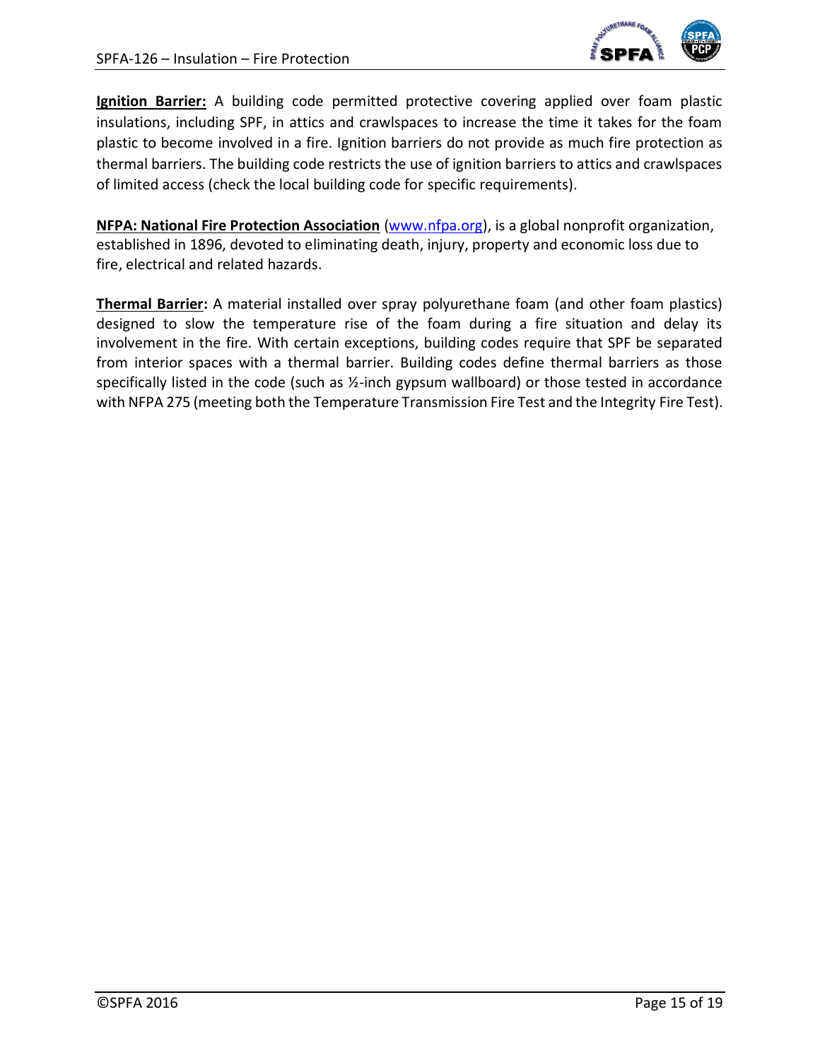**Ignition Barrier:** A building code permitted protective covering applied over foam plastic insulations, including SPF, in attics and crawlspaces to increase the time it takes for the foam plastic to become involved in a fire. Ignition barriers do not provide as much fire protection as thermal barriers. The building code restricts the use of ignition barriers to attics and crawlspaces of limited access (check the local building code for specific requirements).

**NFPA: National Fire Protection Association** (www.nfpa.org), is a global nonprofit organization, established in 1896, devoted to eliminating death, injury, property and economic loss due to fire, electrical and related hazards.

**Thermal Barrier:** A material installed over spray polyurethane foam (and other foam plastics) designed to slow the temperature rise of the foam during a fire situation and delay its involvement in the fire. With certain exceptions, building codes require that SPF be separated from interior spaces with a thermal barrier. Building codes define thermal barriers as those specifically listed in the code (such as ½-inch gypsum wallboard) or those tested in accordance with NFPA 275 (meeting both the Temperature Transmission Fire Test and the Integrity Fire Test).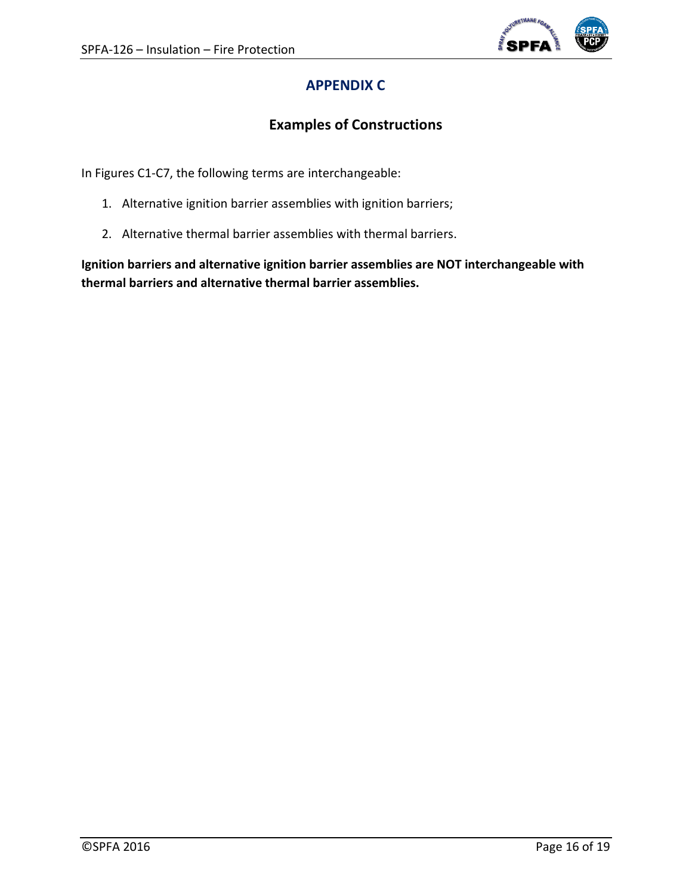# APPENDIX C

## Examples of Constructions

In Figures C1-C7, the following terms are interchangeable:

1. Alternative ignition barrier assemblies with ignition barriers;
2. Alternative thermal barrier assemblies with thermal barriers.

**Ignition barriers and alternative ignition barrier assemblies are NOT interchangeable with thermal barriers and alternative thermal barrier assemblies.**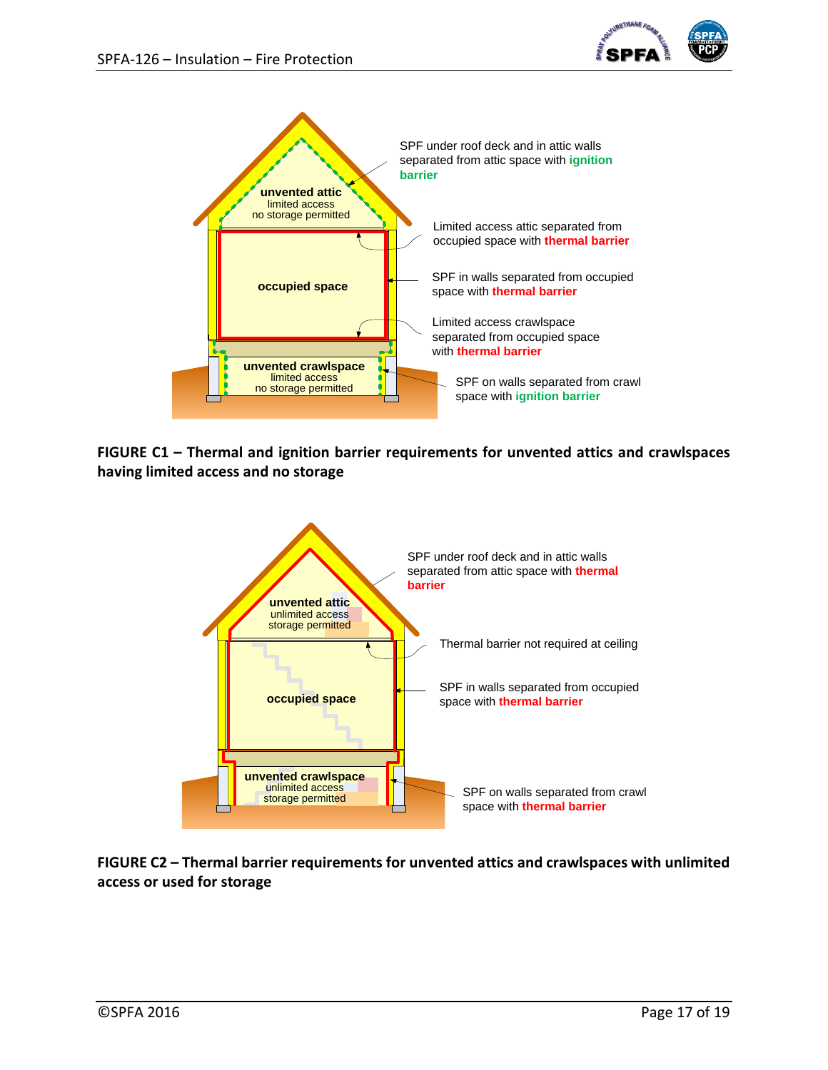SPF under roof deck and in attic walls separated from attic space with **ignition barrier**

unvented attic
limited access
no storage permitted

Limited access attic separated from occupied space with **thermal barrier**

occupied space

SPF in walls separated from occupied space with **thermal barrier**

Limited access crawlspace separated from occupied space with **thermal barrier**

unvented crawlspace
limited access
no storage permitted

SPF on walls separated from crawl space with **ignition barrier**

**FIGURE C1 – Thermal and ignition barrier requirements for unvented attics and crawlspaces having limited access and no storage**

SPF under roof deck and in attic walls separated from attic space with **thermal barrier**

unvented attic
unlimited access
storage permitted

Thermal barrier not required at ceiling

occupied space

SPF in walls separated from occupied space with **thermal barrier**

unvented crawlspace
unlimited access
storage permitted

SPF on walls separated from crawl space with **thermal barrier**

**FIGURE C2 – Thermal barrier requirements for unvented attics and crawlspaces with unlimited access or used for storage**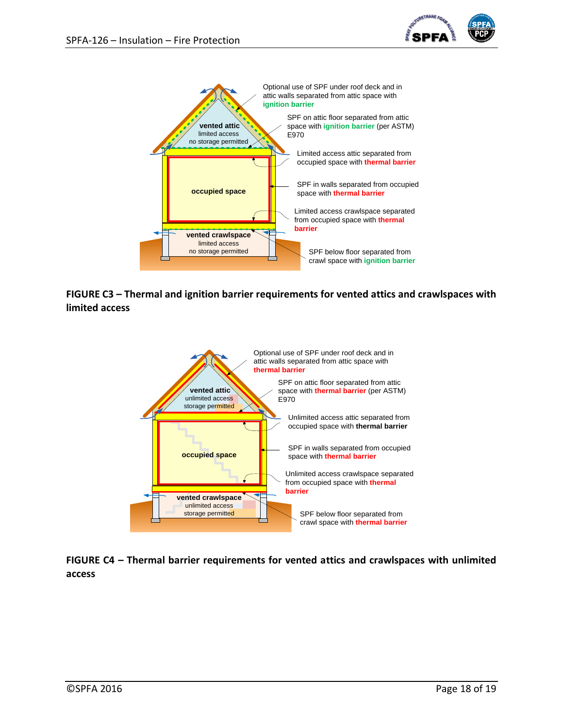Optional use of SPF under roof deck and in attic walls separated from attic space with **ignition barrier**

vented attic
limited access
no storage permitted

SPF on attic floor separated from attic space with **ignition barrier** (per ASTM) E970

Limited access attic separated from occupied space with **thermal barrier**

occupied space

SPF in walls separated from occupied space with **thermal barrier**

Limited access crawlspace separated from occupied space with **thermal barrier**

vented crawlspace
limited access
no storage permitted

SPF below floor separated from crawl space with **ignition barrier**

**FIGURE C3 – Thermal and ignition barrier requirements for vented attics and crawlspaces with limited access**

Optional use of SPF under roof deck and in attic walls separated from attic space with **thermal barrier**

vented attic
unlimited access
storage permitted

SPF on attic floor separated from attic space with **thermal barrier** (per ASTM) E970

Unlimited access attic separated from occupied space with **thermal barrier**

occupied space

SPF in walls separated from occupied space with **thermal barrier**

Unlimited access crawlspace separated from occupied space with **thermal barrier**

vented crawlspace
unlimited access
storage permitted

SPF below floor separated from crawl space with **thermal barrier**

**FIGURE C4 – Thermal barrier requirements for vented attics and crawlspaces with unlimited access**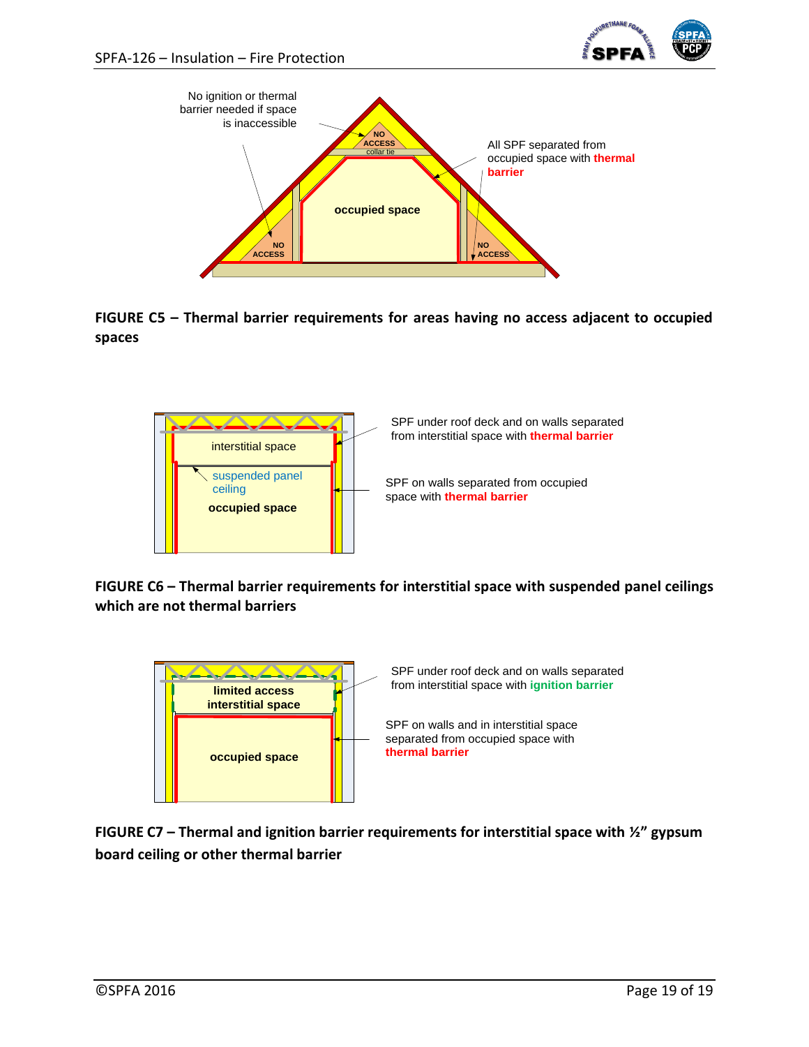No ignition or thermal barrier needed if space is inaccessible

NO ACCESS

collar tie

All SPF separated from occupied space with thermal barrier

occupied space

NO ACCESS

NO ACCESS

**FIGURE C5 – Thermal barrier requirements for areas having no access adjacent to occupied spaces**

interstitial space

suspended panel ceiling

occupied space

SPF under roof deck and on walls separated from interstitial space with thermal barrier

SPF on walls separated from occupied space with thermal barrier

**FIGURE C6 – Thermal barrier requirements for interstitial space with suspended panel ceilings which are not thermal barriers**

limited access interstitial space

occupied space

SPF under roof deck and on walls separated from interstitial space with ignition barrier

SPF on walls and in interstitial space separated from occupied space with thermal barrier

**FIGURE C7 – Thermal and ignition barrier requirements for interstitial space with ½" gypsum board ceiling or other thermal barrier**

©SPFA 2016